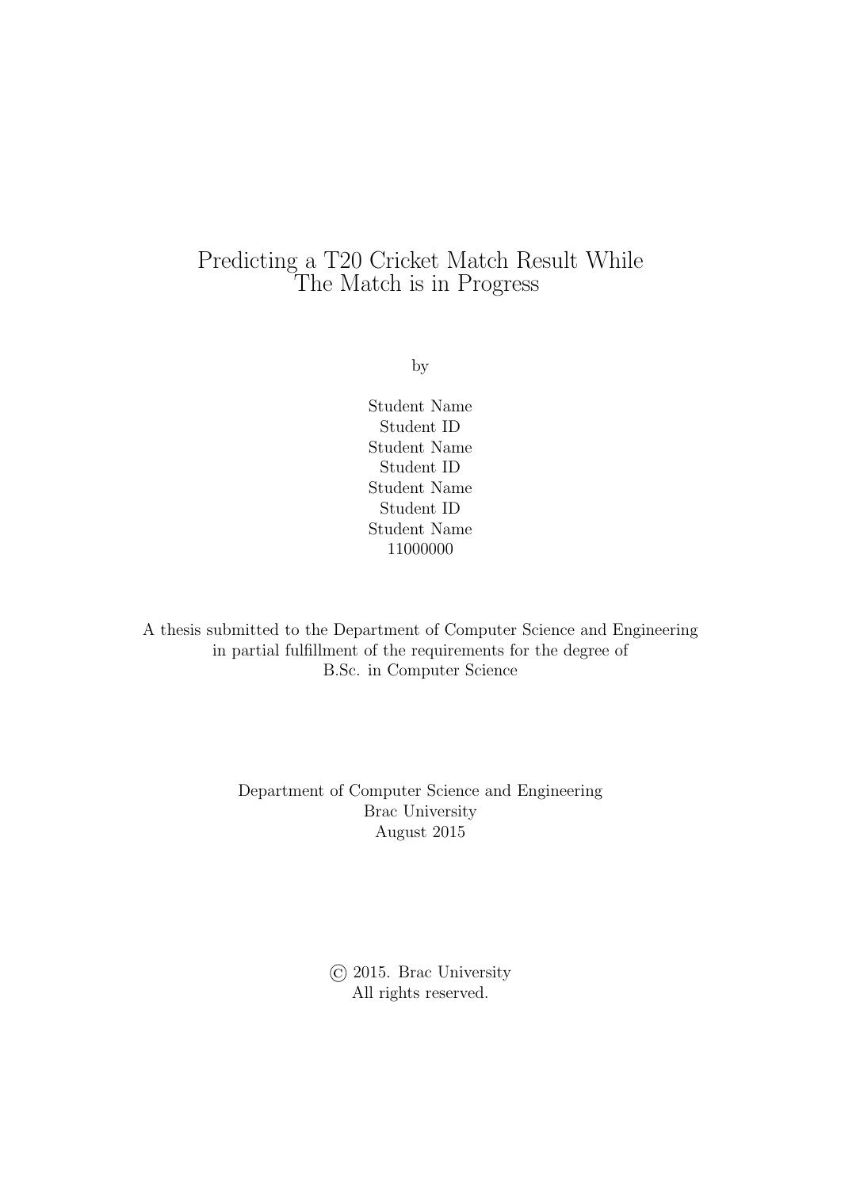# Predicting a T20 Cricket Match Result While The Match is in Progress

by

Student Name
Student ID
Student Name
Student ID
Student Name
Student ID
Student Name
11000000

A thesis submitted to the Department of Computer Science and Engineering
in partial fulfillment of the requirements for the degree of
B.Sc. in Computer Science

Department of Computer Science and Engineering
Brac University
August 2015

© 2015. Brac University
All rights reserved.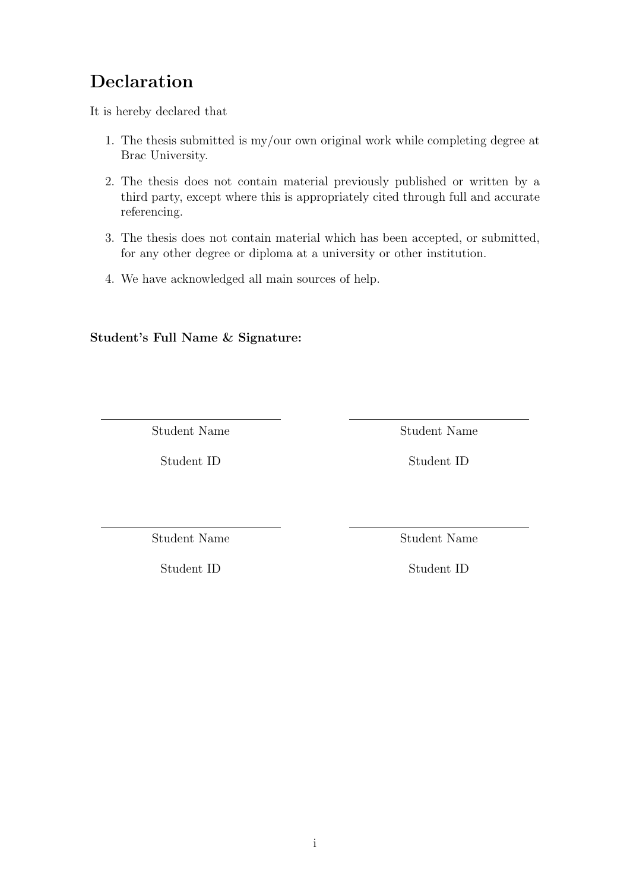## Declaration

It is hereby declared that

1. The thesis submitted is my/our own original work while completing degree at Brac University.
2. The thesis does not contain material previously published or written by a third party, except where this is appropriately cited through full and accurate referencing.
3. The thesis does not contain material which has been accepted, or submitted, for any other degree or diploma at a university or other institution.
4. We have acknowledged all main sources of help.

**Student's Full Name & Signature:**

| | |
|---|---|
| Student Name | Student Name |
| Student ID | Student ID |
| Student Name | Student Name |
| Student ID | Student ID |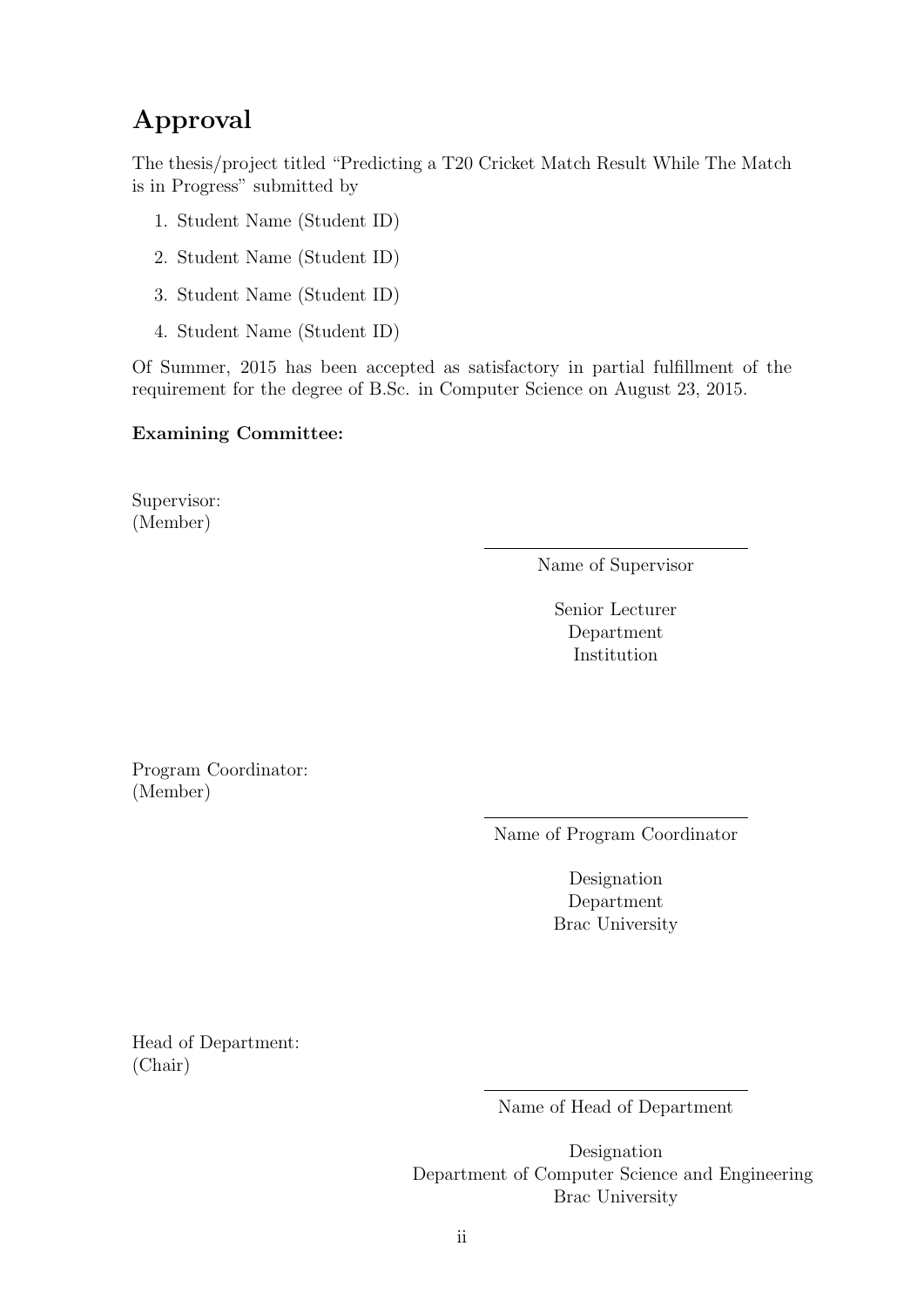# Approval

The thesis/project titled "Predicting a T20 Cricket Match Result While The Match is in Progress" submitted by

1. Student Name (Student ID)
2. Student Name (Student ID)
3. Student Name (Student ID)
4. Student Name (Student ID)

Of Summer, 2015 has been accepted as satisfactory in partial fulfillment of the requirement for the degree of B.Sc. in Computer Science on August 23, 2015.

**Examining Committee:**

Supervisor:
(Member)

Name of Supervisor

Senior Lecturer
Department
Institution

Program Coordinator:
(Member)

Name of Program Coordinator

Designation
Department
Brac University

Head of Department:
(Chair)

Name of Head of Department

Designation
Department of Computer Science and Engineering
Brac University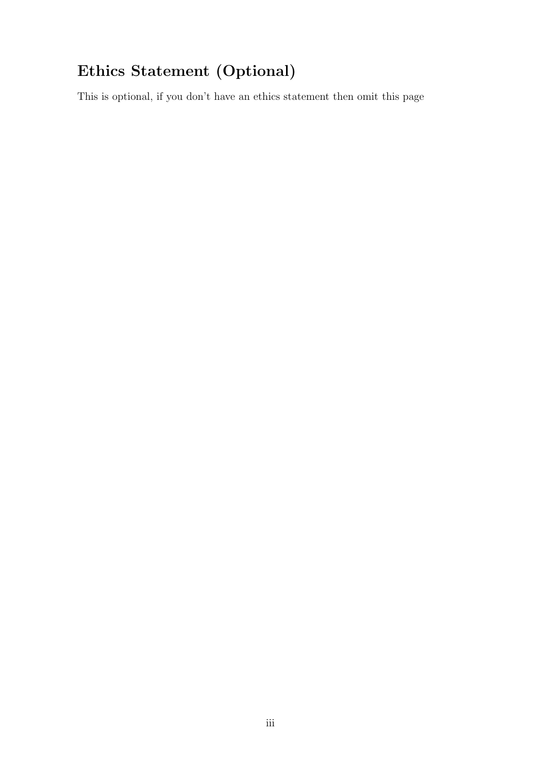# Ethics Statement (Optional)

This is optional, if you don't have an ethics statement then omit this page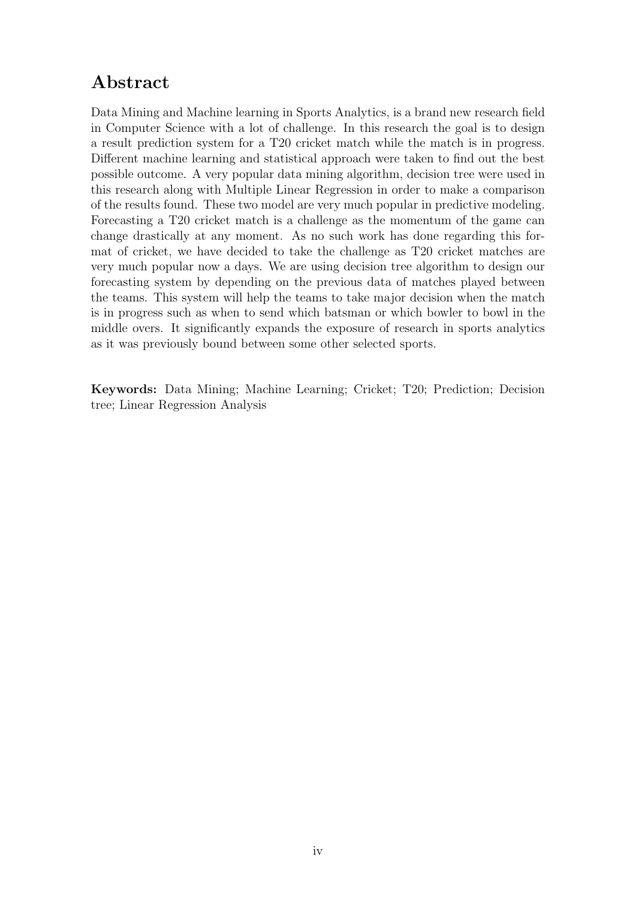## Abstract

Data Mining and Machine learning in Sports Analytics, is a brand new research field in Computer Science with a lot of challenge. In this research the goal is to design a result prediction system for a T20 cricket match while the match is in progress. Different machine learning and statistical approach were taken to find out the best possible outcome. A very popular data mining algorithm, decision tree were used in this research along with Multiple Linear Regression in order to make a comparison of the results found. These two model are very much popular in predictive modeling. Forecasting a T20 cricket match is a challenge as the momentum of the game can change drastically at any moment. As no such work has done regarding this format of cricket, we have decided to take the challenge as T20 cricket matches are very much popular now a days. We are using decision tree algorithm to design our forecasting system by depending on the previous data of matches played between the teams. This system will help the teams to take major decision when the match is in progress such as when to send which batsman or which bowler to bowl in the middle overs. It significantly expands the exposure of research in sports analytics as it was previously bound between some other selected sports.

**Keywords:** Data Mining; Machine Learning; Cricket; T20; Prediction; Decision tree; Linear Regression Analysis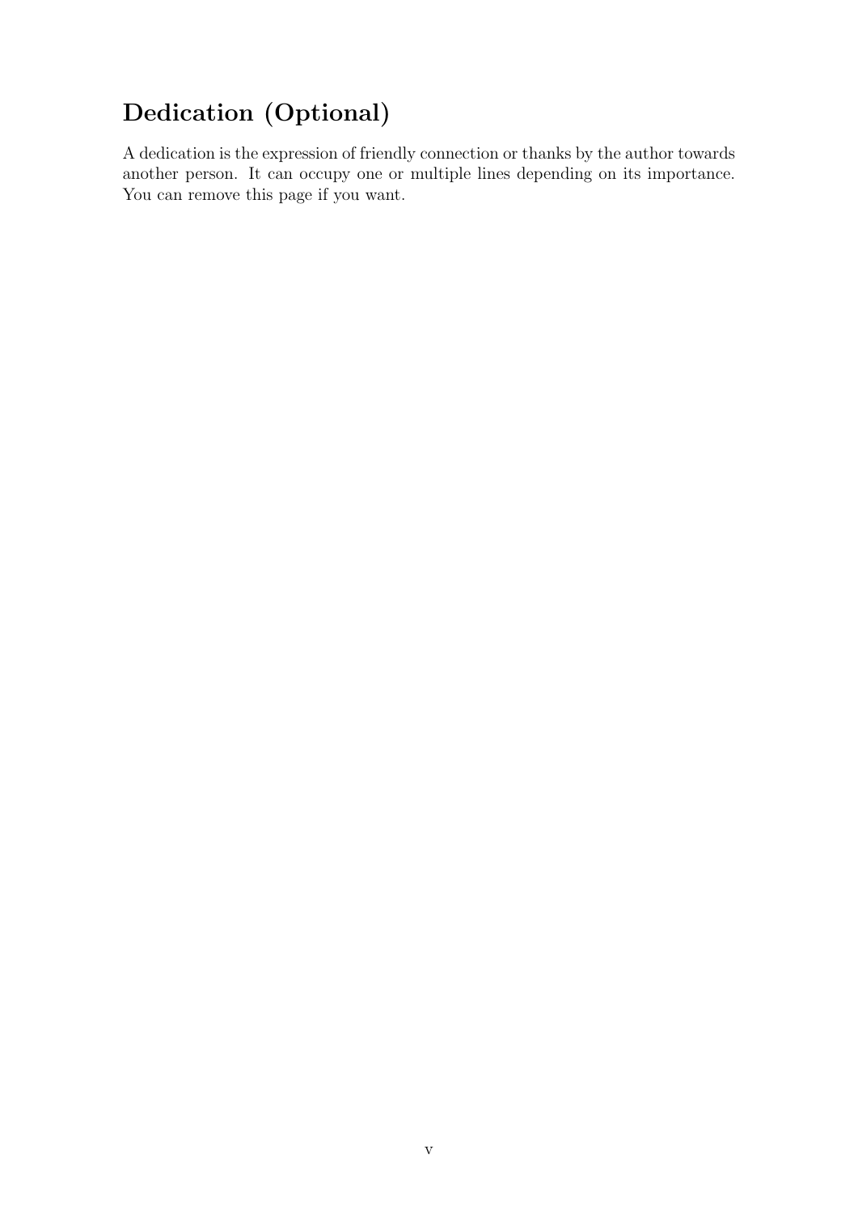# Dedication (Optional)

A dedication is the expression of friendly connection or thanks by the author towards another person. It can occupy one or multiple lines depending on its importance. You can remove this page if you want.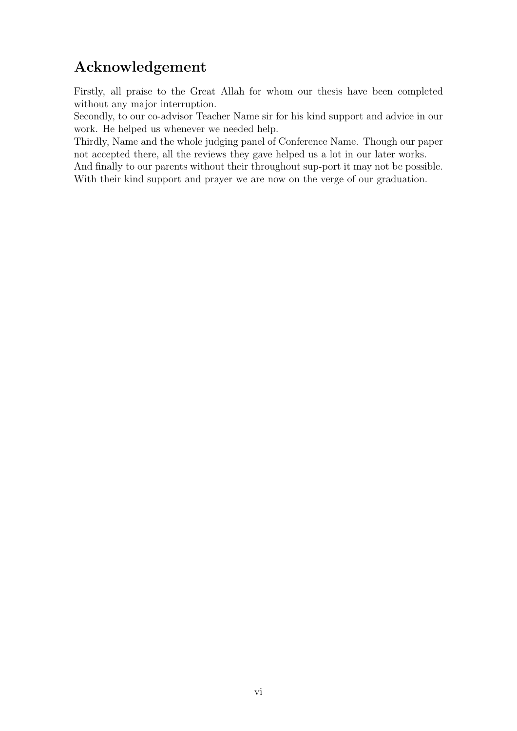# Acknowledgement

Firstly, all praise to the Great Allah for whom our thesis have been completed without any major interruption.
Secondly, to our co-advisor Teacher Name sir for his kind support and advice in our work. He helped us whenever we needed help.
Thirdly, Name and the whole judging panel of Conference Name. Though our paper not accepted there, all the reviews they gave helped us a lot in our later works.
And finally to our parents without their throughout sup-port it may not be possible. With their kind support and prayer we are now on the verge of our graduation.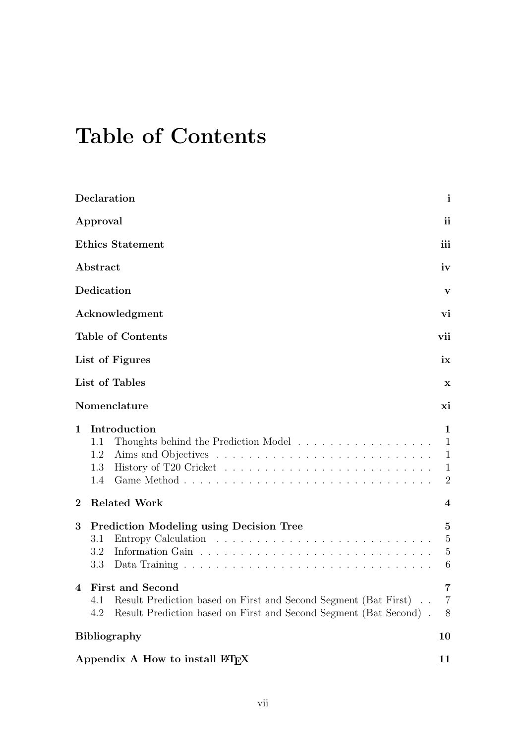# Table of Contents

**Declaration** i

**Approval** ii

**Ethics Statement** iii

**Abstract** iv

**Dedication** v

**Acknowledgment** vi

**Table of Contents** vii

**List of Figures** ix

**List of Tables** x

**Nomenclature** xi

**1 Introduction** 1

- 1.1 Thoughts behind the Prediction Model . . . . . . . . . . . . . . . . . . 1
- 1.2 Aims and Objectives . . . . . . . . . . . . . . . . . . . . . . . . . . . 1
- 1.3 History of T20 Cricket . . . . . . . . . . . . . . . . . . . . . . . . . . 1
- 1.4 Game Method . . . . . . . . . . . . . . . . . . . . . . . . . . . . . . . 2

**2 Related Work** 4

**3 Prediction Modeling using Decision Tree** 5

- 3.1 Entropy Calculation . . . . . . . . . . . . . . . . . . . . . . . . . . . 5
- 3.2 Information Gain . . . . . . . . . . . . . . . . . . . . . . . . . . . . . 5
- 3.3 Data Training . . . . . . . . . . . . . . . . . . . . . . . . . . . . . . . 6

**4 First and Second** 7

- 4.1 Result Prediction based on First and Second Segment (Bat First) . . 7
- 4.2 Result Prediction based on First and Second Segment (Bat Second) . 8

**Bibliography** 10

**Appendix A How to install LaTeX** 11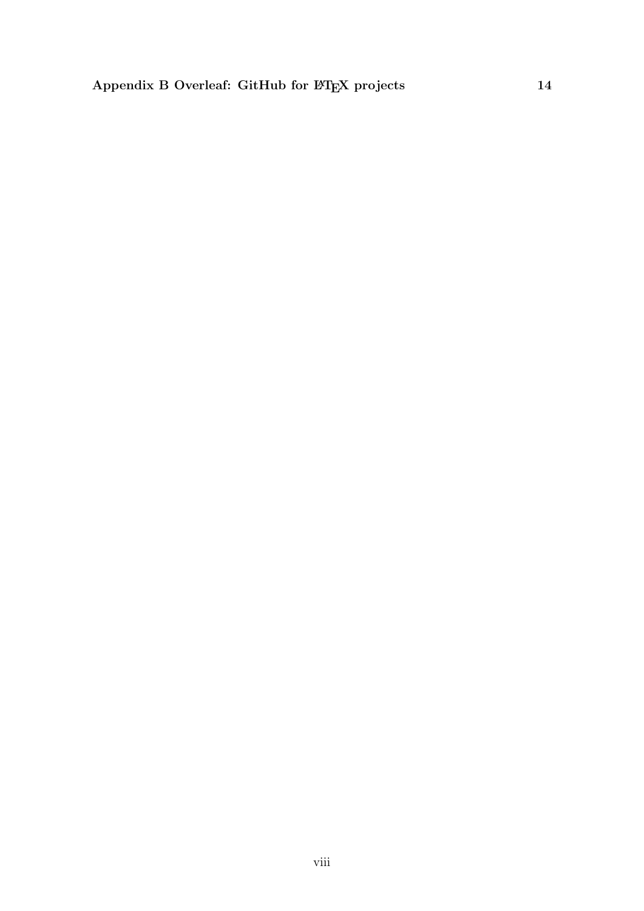**Appendix B Overleaf: GitHub for LaTeX projects** **14**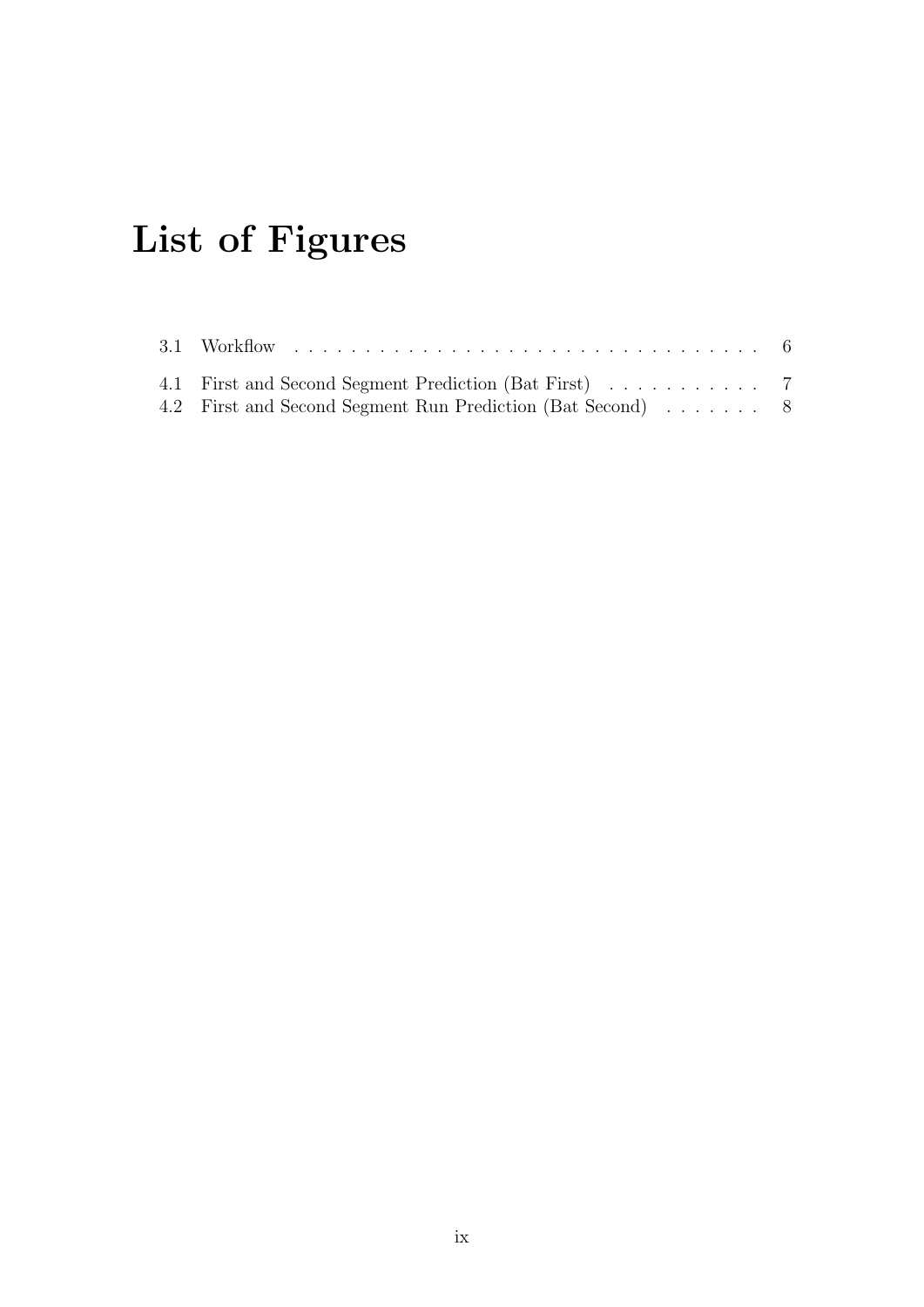# List of Figures

3.1 Workflow . . . . . . . . . . . . . . . . . . . . . . . . . . . . . . . . . 6

4.1 First and Second Segment Prediction (Bat First) . . . . . . . . . . . 7

4.2 First and Second Segment Run Prediction (Bat Second) . . . . . . . 8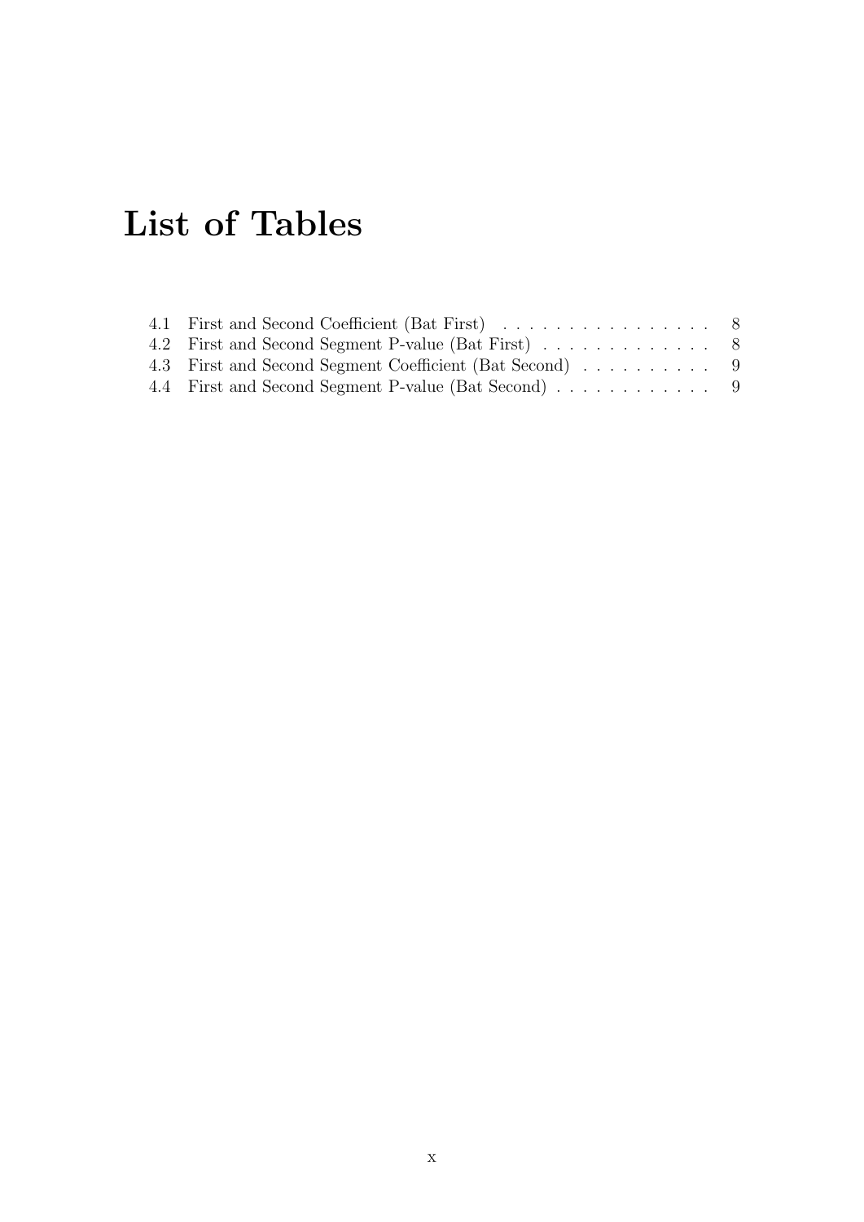# List of Tables

4.1 First and Second Coefficient (Bat First) . . . . . . . . . . . . . . . . 8
4.2 First and Second Segment P-value (Bat First) . . . . . . . . . . . . . 8
4.3 First and Second Segment Coefficient (Bat Second) . . . . . . . . . . 9
4.4 First and Second Segment P-value (Bat Second) . . . . . . . . . . . . 9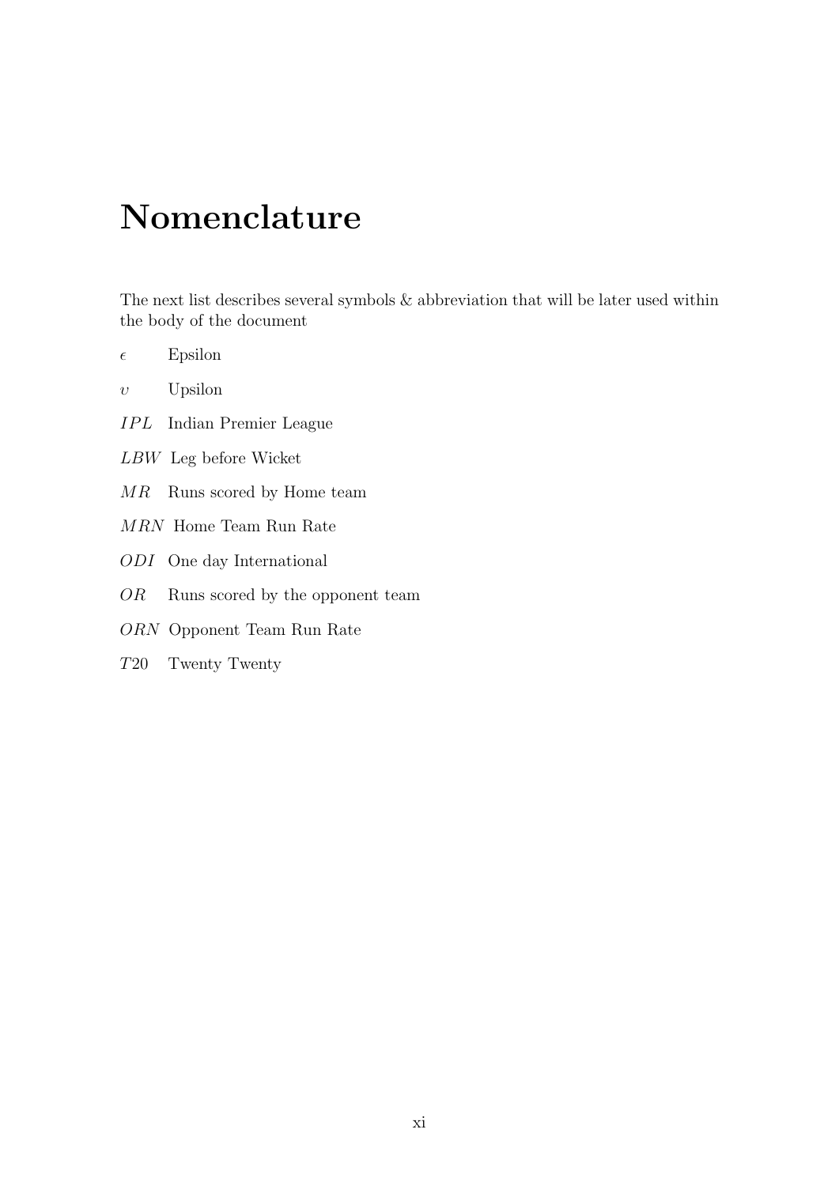# Nomenclature

The next list describes several symbols & abbreviation that will be later used within the body of the document

$\epsilon$ Epsilon

$\upsilon$ Upsilon

$IPL$ Indian Premier League

$LBW$ Leg before Wicket

$MR$ Runs scored by Home team

$MRN$ Home Team Run Rate

$ODI$ One day International

$OR$ Runs scored by the opponent team

$ORN$ Opponent Team Run Rate

$T20$ Twenty Twenty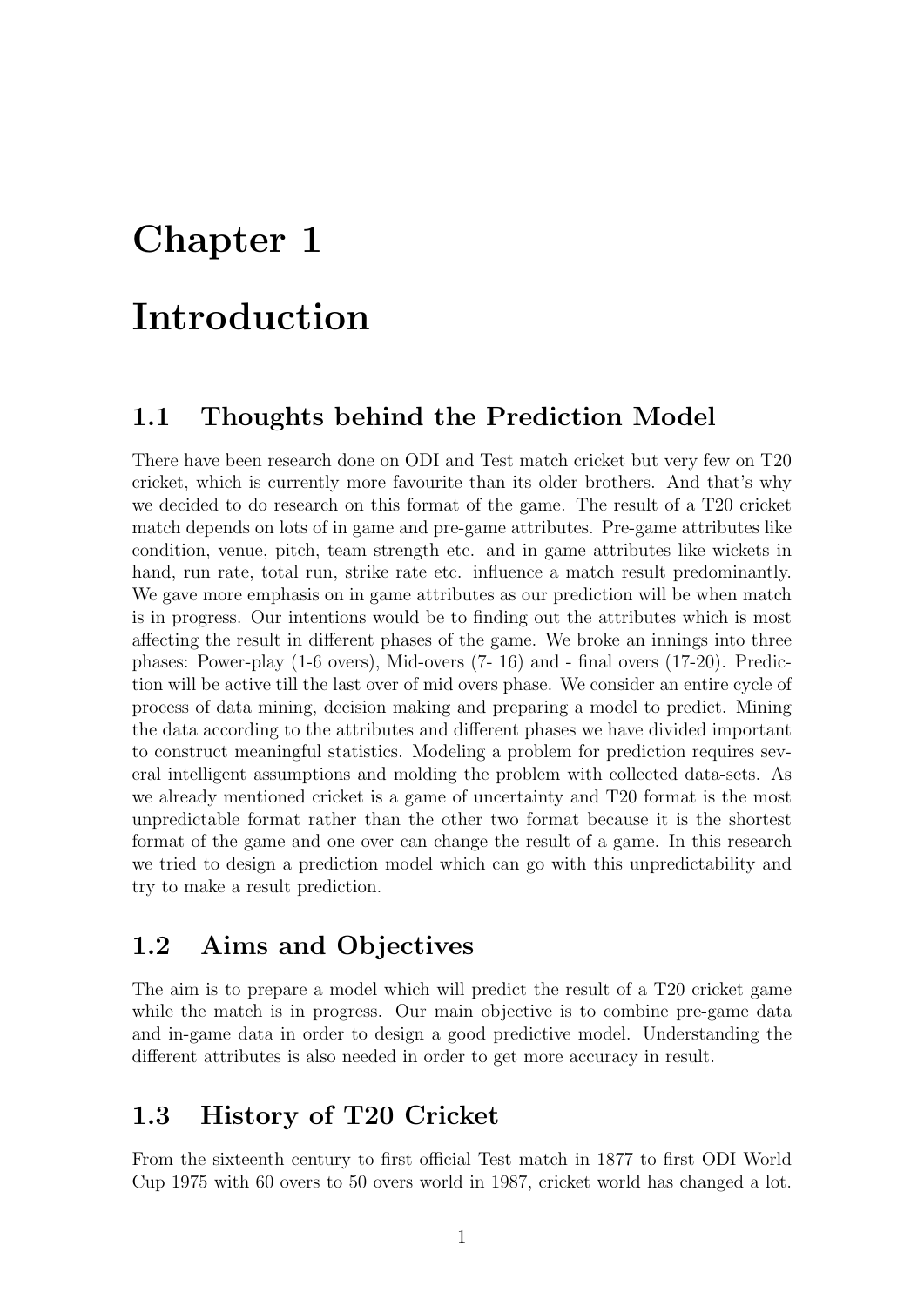# Chapter 1

# Introduction

## 1.1 Thoughts behind the Prediction Model

There have been research done on ODI and Test match cricket but very few on T20 cricket, which is currently more favourite than its older brothers. And that's why we decided to do research on this format of the game. The result of a T20 cricket match depends on lots of in game and pre-game attributes. Pre-game attributes like condition, venue, pitch, team strength etc. and in game attributes like wickets in hand, run rate, total run, strike rate etc. influence a match result predominantly. We gave more emphasis on in game attributes as our prediction will be when match is in progress. Our intentions would be to finding out the attributes which is most affecting the result in different phases of the game. We broke an innings into three phases: Power-play (1-6 overs), Mid-overs (7- 16) and - final overs (17-20). Prediction will be active till the last over of mid overs phase. We consider an entire cycle of process of data mining, decision making and preparing a model to predict. Mining the data according to the attributes and different phases we have divided important to construct meaningful statistics. Modeling a problem for prediction requires several intelligent assumptions and molding the problem with collected data-sets. As we already mentioned cricket is a game of uncertainty and T20 format is the most unpredictable format rather than the other two format because it is the shortest format of the game and one over can change the result of a game. In this research we tried to design a prediction model which can go with this unpredictability and try to make a result prediction.

## 1.2 Aims and Objectives

The aim is to prepare a model which will predict the result of a T20 cricket game while the match is in progress. Our main objective is to combine pre-game data and in-game data in order to design a good predictive model. Understanding the different attributes is also needed in order to get more accuracy in result.

## 1.3 History of T20 Cricket

From the sixteenth century to first official Test match in 1877 to first ODI World Cup 1975 with 60 overs to 50 overs world in 1987, cricket world has changed a lot.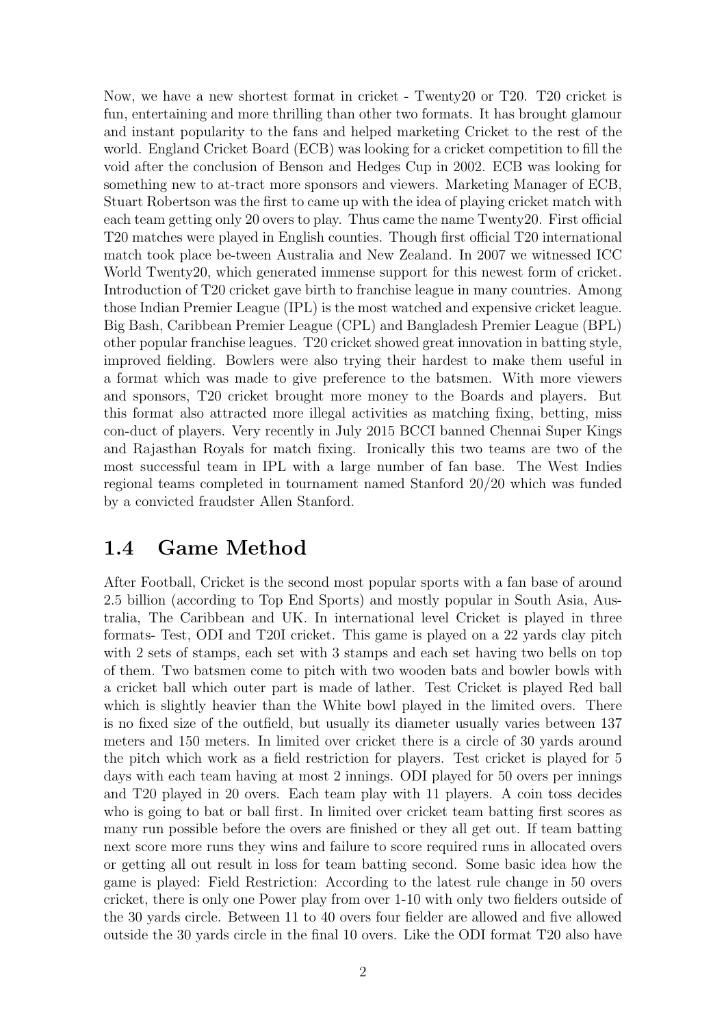Now, we have a new shortest format in cricket - Twenty20 or T20. T20 cricket is fun, entertaining and more thrilling than other two formats. It has brought glamour and instant popularity to the fans and helped marketing Cricket to the rest of the world. England Cricket Board (ECB) was looking for a cricket competition to fill the void after the conclusion of Benson and Hedges Cup in 2002. ECB was looking for something new to at-tract more sponsors and viewers. Marketing Manager of ECB, Stuart Robertson was the first to came up with the idea of playing cricket match with each team getting only 20 overs to play. Thus came the name Twenty20. First official T20 matches were played in English counties. Though first official T20 international match took place be-tween Australia and New Zealand. In 2007 we witnessed ICC World Twenty20, which generated immense support for this newest form of cricket. Introduction of T20 cricket gave birth to franchise league in many countries. Among those Indian Premier League (IPL) is the most watched and expensive cricket league. Big Bash, Caribbean Premier League (CPL) and Bangladesh Premier League (BPL) other popular franchise leagues. T20 cricket showed great innovation in batting style, improved fielding. Bowlers were also trying their hardest to make them useful in a format which was made to give preference to the batsmen. With more viewers and sponsors, T20 cricket brought more money to the Boards and players. But this format also attracted more illegal activities as matching fixing, betting, miss con-duct of players. Very recently in July 2015 BCCI banned Chennai Super Kings and Rajasthan Royals for match fixing. Ironically this two teams are two of the most successful team in IPL with a large number of fan base. The West Indies regional teams completed in tournament named Stanford 20/20 which was funded by a convicted fraudster Allen Stanford.

## 1.4 Game Method

After Football, Cricket is the second most popular sports with a fan base of around 2.5 billion (according to Top End Sports) and mostly popular in South Asia, Australia, The Caribbean and UK. In international level Cricket is played in three formats- Test, ODI and T20I cricket. This game is played on a 22 yards clay pitch with 2 sets of stamps, each set with 3 stamps and each set having two bells on top of them. Two batsmen come to pitch with two wooden bats and bowler bowls with a cricket ball which outer part is made of lather. Test Cricket is played Red ball which is slightly heavier than the White bowl played in the limited overs. There is no fixed size of the outfield, but usually its diameter usually varies between 137 meters and 150 meters. In limited over cricket there is a circle of 30 yards around the pitch which work as a field restriction for players. Test cricket is played for 5 days with each team having at most 2 innings. ODI played for 50 overs per innings and T20 played in 20 overs. Each team play with 11 players. A coin toss decides who is going to bat or ball first. In limited over cricket team batting first scores as many run possible before the overs are finished or they all get out. If team batting next score more runs they wins and failure to score required runs in allocated overs or getting all out result in loss for team batting second. Some basic idea how the game is played: Field Restriction: According to the latest rule change in 50 overs cricket, there is only one Power play from over 1-10 with only two fielders outside of the 30 yards circle. Between 11 to 40 overs four fielder are allowed and five allowed outside the 30 yards circle in the final 10 overs. Like the ODI format T20 also have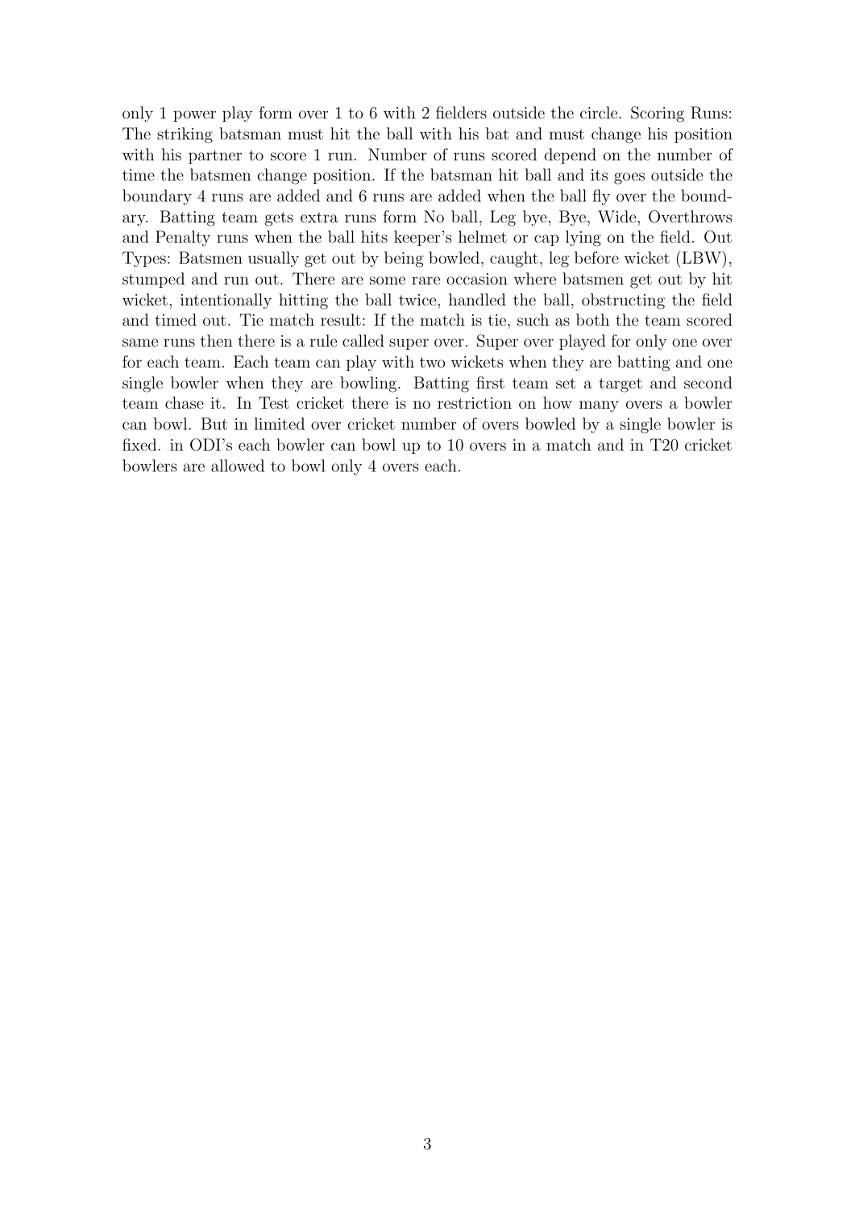only 1 power play form over 1 to 6 with 2 fielders outside the circle. Scoring Runs: The striking batsman must hit the ball with his bat and must change his position with his partner to score 1 run. Number of runs scored depend on the number of time the batsmen change position. If the batsman hit ball and its goes outside the boundary 4 runs are added and 6 runs are added when the ball fly over the boundary. Batting team gets extra runs form No ball, Leg bye, Bye, Wide, Overthrows and Penalty runs when the ball hits keeper's helmet or cap lying on the field. Out Types: Batsmen usually get out by being bowled, caught, leg before wicket (LBW), stumped and run out. There are some rare occasion where batsmen get out by hit wicket, intentionally hitting the ball twice, handled the ball, obstructing the field and timed out. Tie match result: If the match is tie, such as both the team scored same runs then there is a rule called super over. Super over played for only one over for each team. Each team can play with two wickets when they are batting and one single bowler when they are bowling. Batting first team set a target and second team chase it. In Test cricket there is no restriction on how many overs a bowler can bowl. But in limited over cricket number of overs bowled by a single bowler is fixed. in ODI's each bowler can bowl up to 10 overs in a match and in T20 cricket bowlers are allowed to bowl only 4 overs each.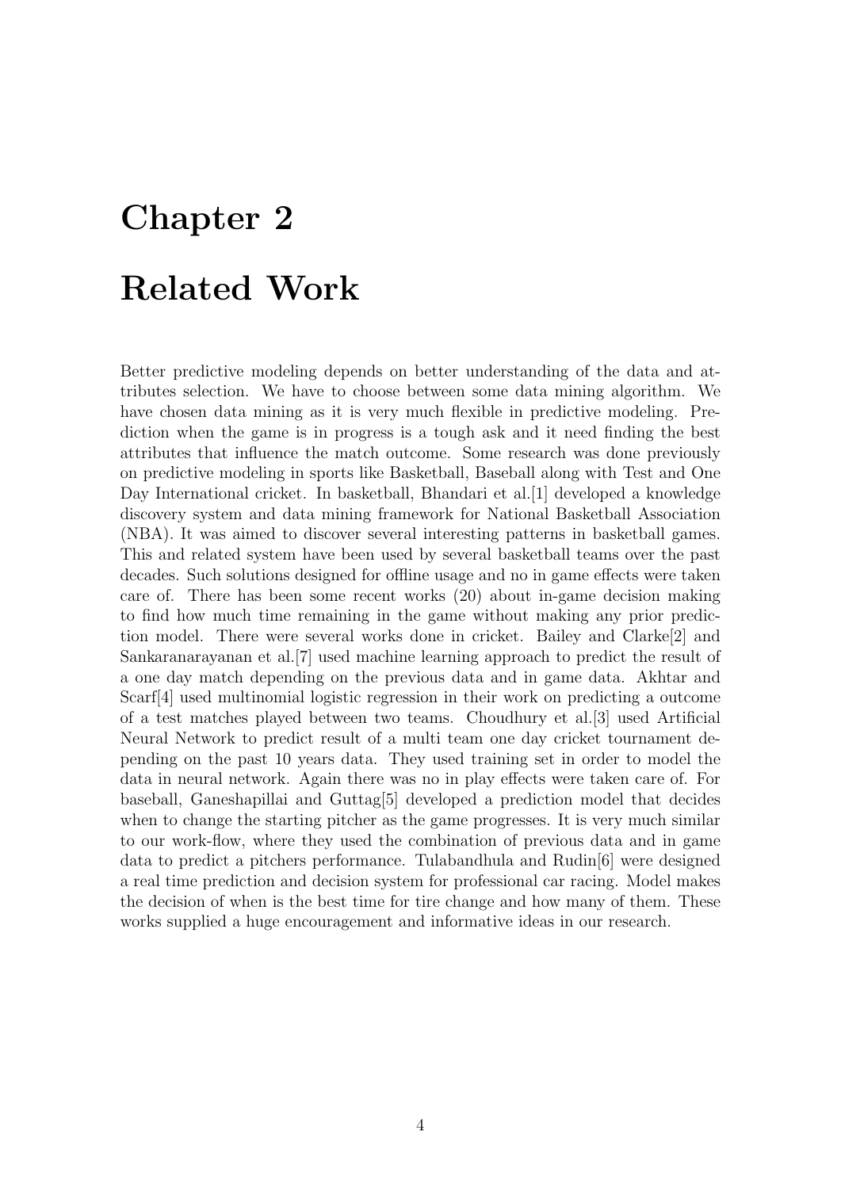# Chapter 2

# Related Work

Better predictive modeling depends on better understanding of the data and attributes selection. We have to choose between some data mining algorithm. We have chosen data mining as it is very much flexible in predictive modeling. Prediction when the game is in progress is a tough ask and it need finding the best attributes that influence the match outcome. Some research was done previously on predictive modeling in sports like Basketball, Baseball along with Test and One Day International cricket. In basketball, Bhandari et al.[1] developed a knowledge discovery system and data mining framework for National Basketball Association (NBA). It was aimed to discover several interesting patterns in basketball games. This and related system have been used by several basketball teams over the past decades. Such solutions designed for offline usage and no in game effects were taken care of. There has been some recent works (20) about in-game decision making to find how much time remaining in the game without making any prior prediction model. There were several works done in cricket. Bailey and Clarke[2] and Sankaranarayanan et al.[7] used machine learning approach to predict the result of a one day match depending on the previous data and in game data. Akhtar and Scarf[4] used multinomial logistic regression in their work on predicting a outcome of a test matches played between two teams. Choudhury et al.[3] used Artificial Neural Network to predict result of a multi team one day cricket tournament depending on the past 10 years data. They used training set in order to model the data in neural network. Again there was no in play effects were taken care of. For baseball, Ganeshapillai and Guttag[5] developed a prediction model that decides when to change the starting pitcher as the game progresses. It is very much similar to our work-flow, where they used the combination of previous data and in game data to predict a pitchers performance. Tulabandhula and Rudin[6] were designed a real time prediction and decision system for professional car racing. Model makes the decision of when is the best time for tire change and how many of them. These works supplied a huge encouragement and informative ideas in our research.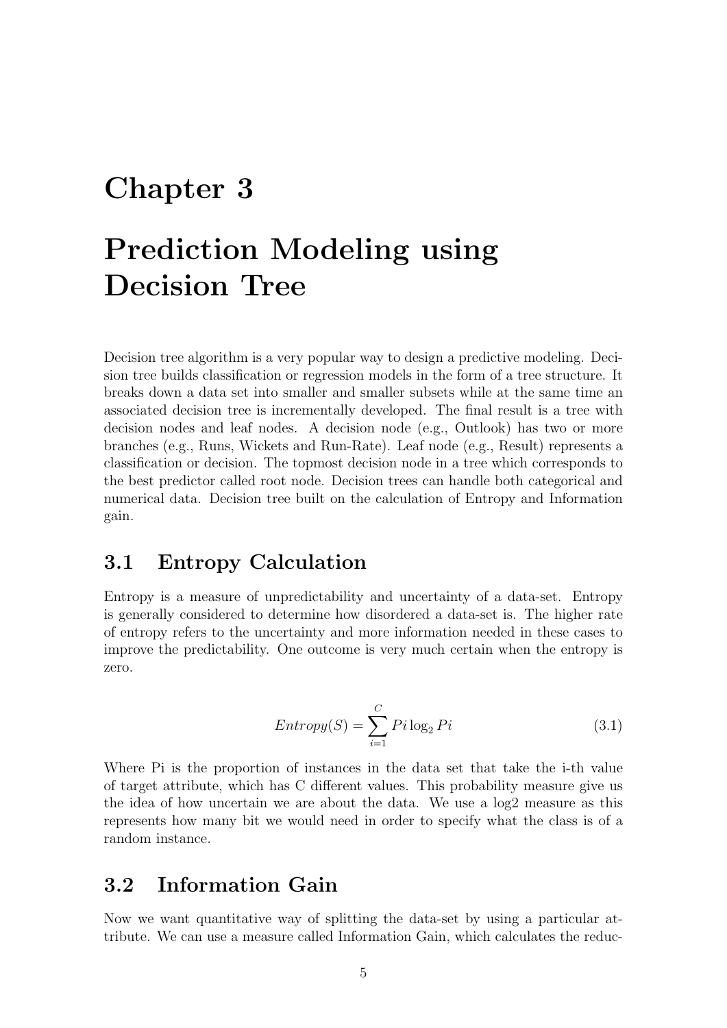# Chapter 3

# Prediction Modeling using Decision Tree

Decision tree algorithm is a very popular way to design a predictive modeling. Decision tree builds classification or regression models in the form of a tree structure. It breaks down a data set into smaller and smaller subsets while at the same time an associated decision tree is incrementally developed. The final result is a tree with decision nodes and leaf nodes. A decision node (e.g., Outlook) has two or more branches (e.g., Runs, Wickets and Run-Rate). Leaf node (e.g., Result) represents a classification or decision. The topmost decision node in a tree which corresponds to the best predictor called root node. Decision trees can handle both categorical and numerical data. Decision tree built on the calculation of Entropy and Information gain.

## 3.1 Entropy Calculation

Entropy is a measure of unpredictability and uncertainty of a data-set. Entropy is generally considered to determine how disordered a data-set is. The higher rate of entropy refers to the uncertainty and more information needed in these cases to improve the predictability. One outcome is very much certain when the entropy is zero.

$$Entropy(S) = \sum_{i=1}^{C} Pi \log_2 Pi \tag{3.1}$$

Where Pi is the proportion of instances in the data set that take the i-th value of target attribute, which has C different values. This probability measure give us the idea of how uncertain we are about the data. We use a log2 measure as this represents how many bit we would need in order to specify what the class is of a random instance.

## 3.2 Information Gain

Now we want quantitative way of splitting the data-set by using a particular attribute. We can use a measure called Information Gain, which calculates the reduc-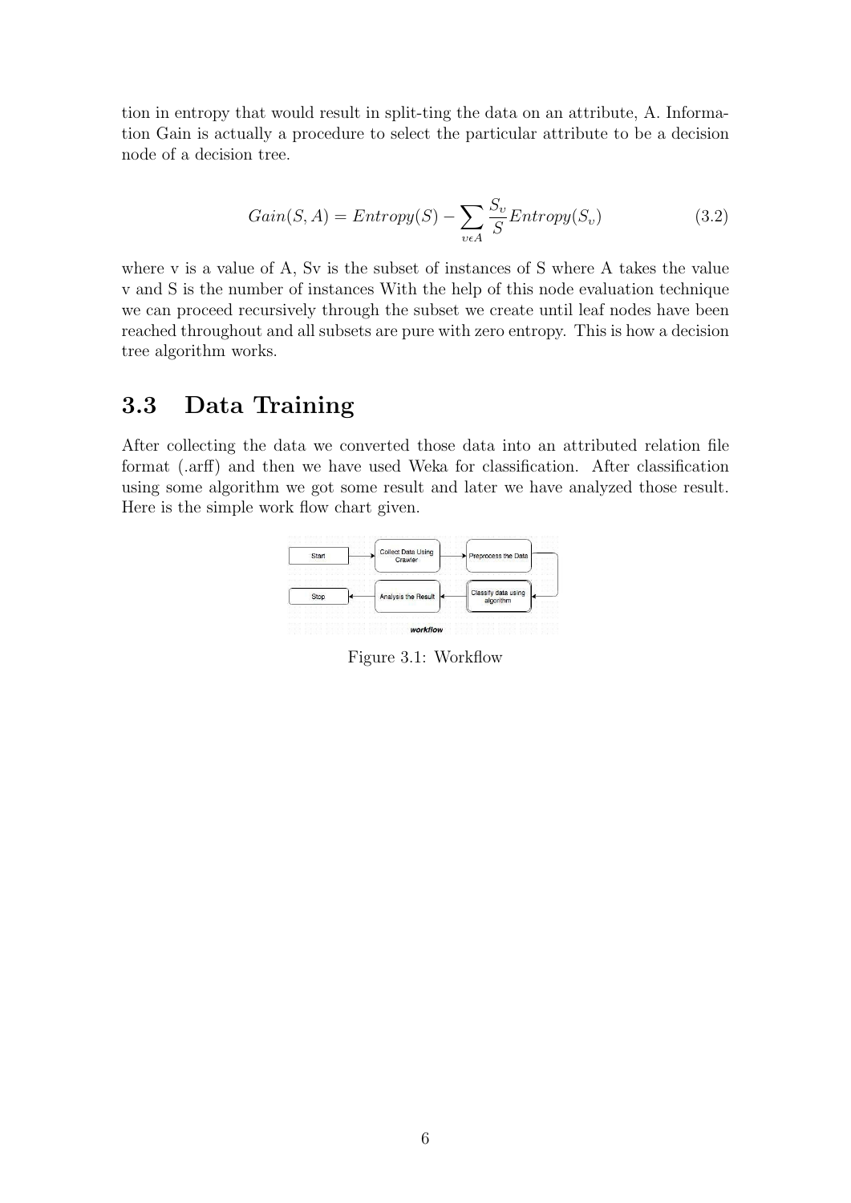tion in entropy that would result in split-ting the data on an attribute, A. Information Gain is actually a procedure to select the particular attribute to be a decision node of a decision tree.

$$Gain(S, A) = Entropy(S) - \sum_{v \epsilon A} \frac{S_v}{S} Entropy(S_v) \tag{3.2}$$

where v is a value of A, Sv is the subset of instances of S where A takes the value v and S is the number of instances With the help of this node evaluation technique we can proceed recursively through the subset we create until leaf nodes have been reached throughout and all subsets are pure with zero entropy. This is how a decision tree algorithm works.

## 3.3 Data Training

After collecting the data we converted those data into an attributed relation file format (.arff) and then we have used Weka for classification. After classification using some algorithm we got some result and later we have analyzed those result. Here is the simple work flow chart given.

Figure 3.1: Workflow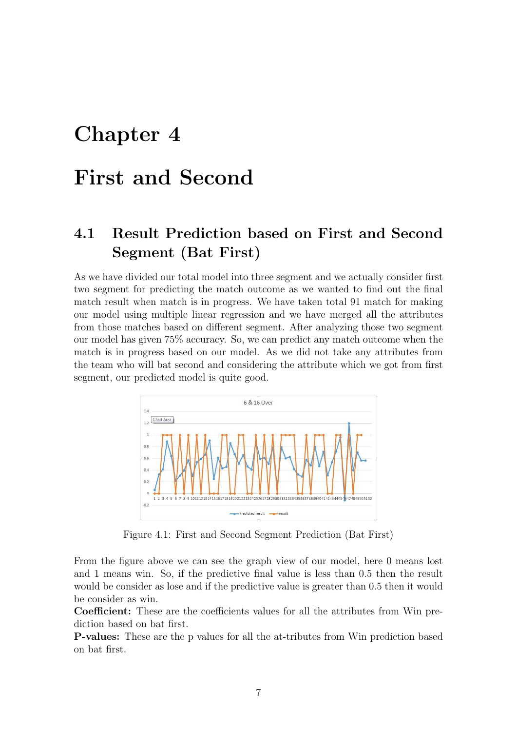# Chapter 4

# First and Second

## 4.1 Result Prediction based on First and Second Segment (Bat First)

As we have divided our total model into three segment and we actually consider first two segment for predicting the match outcome as we wanted to find out the final match result when match is in progress. We have taken total 91 match for making our model using multiple linear regression and we have merged all the attributes from those matches based on different segment. After analyzing those two segment our model has given 75% accuracy. So, we can predict any match outcome when the match is in progress based on our model. As we did not take any attributes from the team who will bat second and considering the attribute which we got from first segment, our predicted model is quite good.

Figure 4.1: First and Second Segment Prediction (Bat First)

From the figure above we can see the graph view of our model, here 0 means lost and 1 means win. So, if the predictive final value is less than 0.5 then the result would be consider as lose and if the predictive value is greater than 0.5 then it would be consider as win.

**Coefficient:** These are the coefficients values for all the attributes from Win prediction based on bat first.

**P-values:** These are the p values for all the at-tributes from Win prediction based on bat first.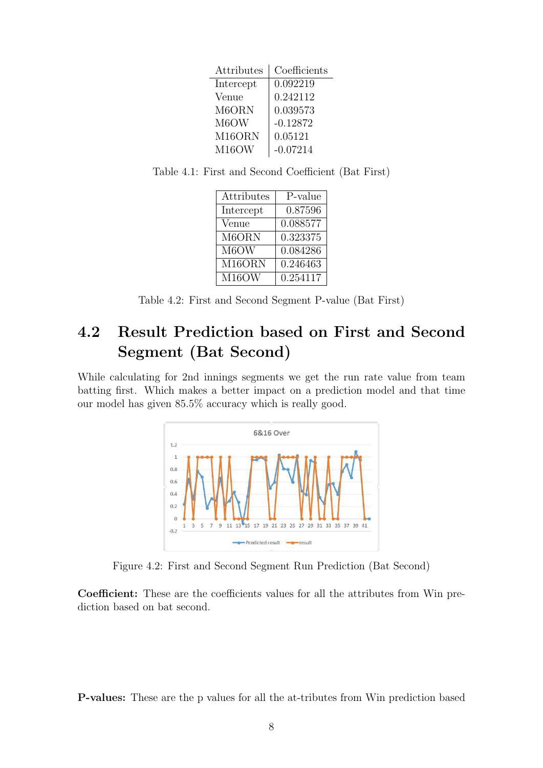| Attributes | Coefficients |
|---|---|
| Intercept | 0.092219 |
| Venue | 0.242112 |
| M6ORN | 0.039573 |
| M6OW | -0.12872 |
| M16ORN | 0.05121 |
| M16OW | -0.07214 |

Table 4.1: First and Second Coefficient (Bat First)

| Attributes | P-value |
|---|---|
| Intercept | 0.87596 |
| Venue | 0.088577 |
| M6ORN | 0.323375 |
| M6OW | 0.084286 |
| M16ORN | 0.246463 |
| M16OW | 0.254117 |

Table 4.2: First and Second Segment P-value (Bat First)

## 4.2 Result Prediction based on First and Second Segment (Bat Second)

While calculating for 2nd innings segments we get the run rate value from team batting first. Which makes a better impact on a prediction model and that time our model has given 85.5% accuracy which is really good.

Figure 4.2: First and Second Segment Run Prediction (Bat Second)

**Coefficient:** These are the coefficients values for all the attributes from Win prediction based on bat second.

**P-values:** These are the p values for all the at-tributes from Win prediction based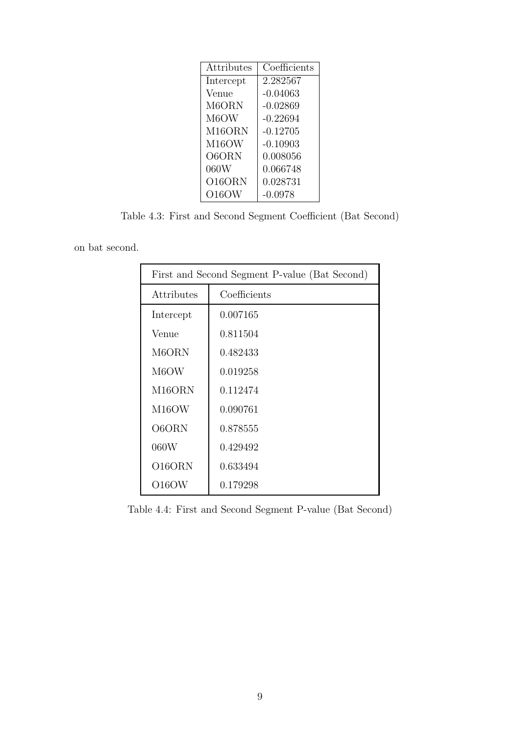| Attributes | Coefficients |
|---|---|
| Intercept | 2.282567 |
| Venue | -0.04063 |
| M6ORN | -0.02869 |
| M6OW | -0.22694 |
| M16ORN | -0.12705 |
| M16OW | -0.10903 |
| O6ORN | 0.008056 |
| 060W | 0.066748 |
| O16ORN | 0.028731 |
| O16OW | -0.0978 |

Table 4.3: First and Second Segment Coefficient (Bat Second)

on bat second.

| First and Second Segment P-value (Bat Second) | |
|---|---|
| Attributes | Coefficients |
| Intercept | 0.007165 |
| Venue | 0.811504 |
| M6ORN | 0.482433 |
| M6OW | 0.019258 |
| M16ORN | 0.112474 |
| M16OW | 0.090761 |
| O6ORN | 0.878555 |
| 060W | 0.429492 |
| O16ORN | 0.633494 |
| O16OW | 0.179298 |

Table 4.4: First and Second Segment P-value (Bat Second)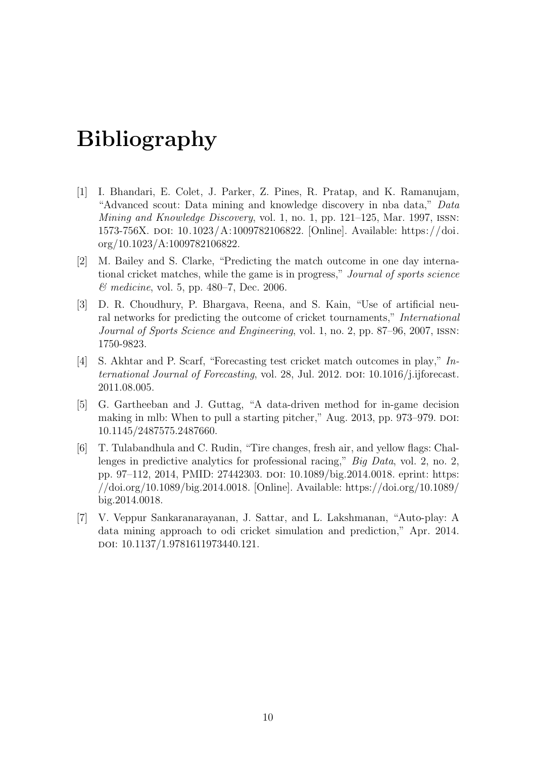# Bibliography

[1] I. Bhandari, E. Colet, J. Parker, Z. Pines, R. Pratap, and K. Ramanujam, "Advanced scout: Data mining and knowledge discovery in nba data," *Data Mining and Knowledge Discovery*, vol. 1, no. 1, pp. 121–125, Mar. 1997, ISSN: 1573-756X. DOI: 10.1023/A:1009782106822. [Online]. Available: https://doi.org/10.1023/A:1009782106822.

[2] M. Bailey and S. Clarke, "Predicting the match outcome in one day international cricket matches, while the game is in progress," *Journal of sports science & medicine*, vol. 5, pp. 480–7, Dec. 2006.

[3] D. R. Choudhury, P. Bhargava, Reena, and S. Kain, "Use of artificial neural networks for predicting the outcome of cricket tournaments," *International Journal of Sports Science and Engineering*, vol. 1, no. 2, pp. 87–96, 2007, ISSN: 1750-9823.

[4] S. Akhtar and P. Scarf, "Forecasting test cricket match outcomes in play," *International Journal of Forecasting*, vol. 28, Jul. 2012. DOI: 10.1016/j.ijforecast.2011.08.005.

[5] G. Gartheeban and J. Guttag, "A data-driven method for in-game decision making in mlb: When to pull a starting pitcher," Aug. 2013, pp. 973–979. DOI: 10.1145/2487575.2487660.

[6] T. Tulabandhula and C. Rudin, "Tire changes, fresh air, and yellow flags: Challenges in predictive analytics for professional racing," *Big Data*, vol. 2, no. 2, pp. 97–112, 2014, PMID: 27442303. DOI: 10.1089/big.2014.0018. eprint: https://doi.org/10.1089/big.2014.0018. [Online]. Available: https://doi.org/10.1089/big.2014.0018.

[7] V. Veppur Sankaranarayanan, J. Sattar, and L. Lakshmanan, "Auto-play: A data mining approach to odi cricket simulation and prediction," Apr. 2014. DOI: 10.1137/1.9781611973440.121.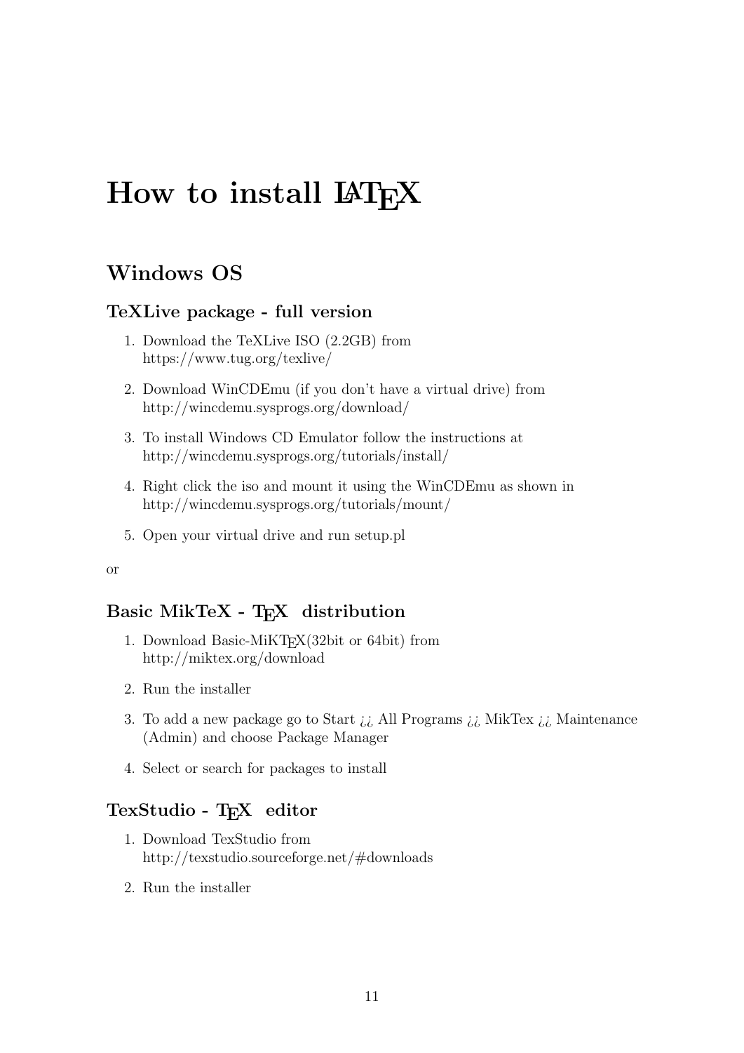# How to install LaTeX

## Windows OS

### TeXLive package - full version

1. Download the TeXLive ISO (2.2GB) from
   https://www.tug.org/texlive/
2. Download WinCDEmu (if you don't have a virtual drive) from
   http://wincdemu.sysprogs.org/download/
3. To install Windows CD Emulator follow the instructions at
   http://wincdemu.sysprogs.org/tutorials/install/
4. Right click the iso and mount it using the WinCDEmu as shown in
   http://wincdemu.sysprogs.org/tutorials/mount/
5. Open your virtual drive and run setup.pl

or

### Basic MikTeX - TeX distribution

1. Download Basic-MiKTeX(32bit or 64bit) from
   http://miktex.org/download
2. Run the installer
3. To add a new package go to Start ¿¿ All Programs ¿¿ MikTex ¿¿ Maintenance (Admin) and choose Package Manager
4. Select or search for packages to install

### TexStudio - TeX editor

1. Download TexStudio from
   http://texstudio.sourceforge.net/#downloads
2. Run the installer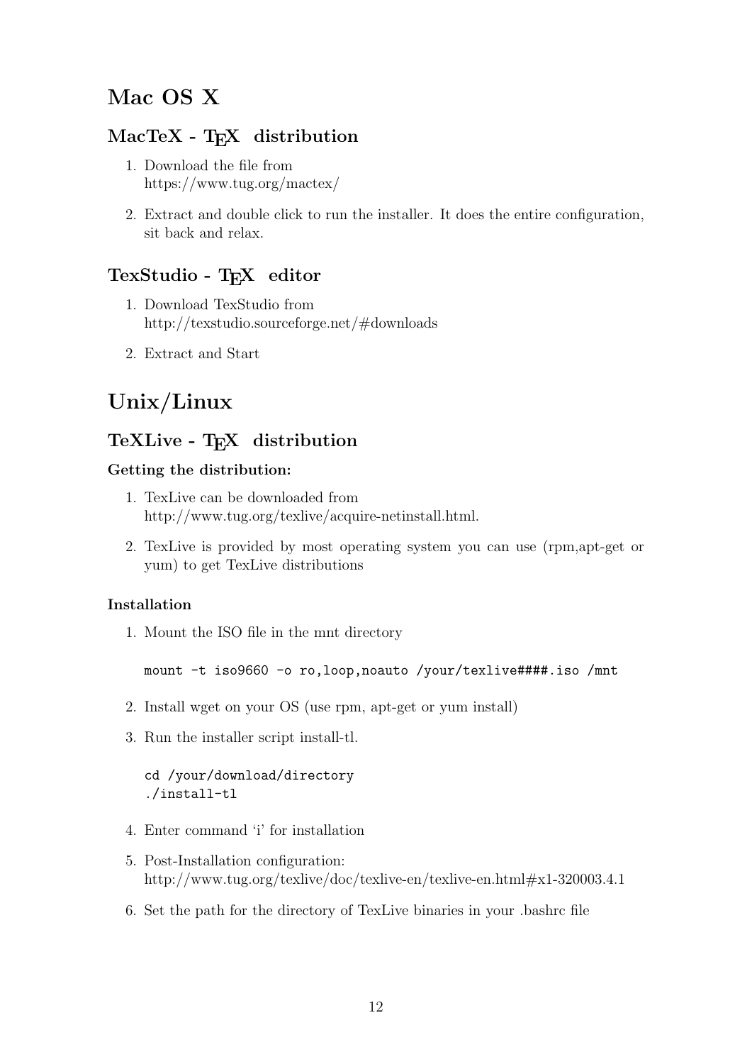## Mac OS X

### MacTeX - TEX distribution

1. Download the file from
   https://www.tug.org/mactex/

2. Extract and double click to run the installer. It does the entire configuration, sit back and relax.

### TexStudio - TEX editor

1. Download TexStudio from
   http://texstudio.sourceforge.net/#downloads

2. Extract and Start

## Unix/Linux

### TeXLive - TEX distribution

#### Getting the distribution:

1. TexLive can be downloaded from
   http://www.tug.org/texlive/acquire-netinstall.html.

2. TexLive is provided by most operating system you can use (rpm,apt-get or yum) to get TexLive distributions

#### Installation

1. Mount the ISO file in the mnt directory

   ```
   mount -t iso9660 -o ro,loop,noauto /your/texlive####.iso /mnt
   ```

2. Install wget on your OS (use rpm, apt-get or yum install)

3. Run the installer script install-tl.

   ```
   cd /your/download/directory
   ./install-tl
   ```

4. Enter command 'i' for installation

5. Post-Installation configuration:
   http://www.tug.org/texlive/doc/texlive-en/texlive-en.html#x1-320003.4.1

6. Set the path for the directory of TexLive binaries in your .bashrc file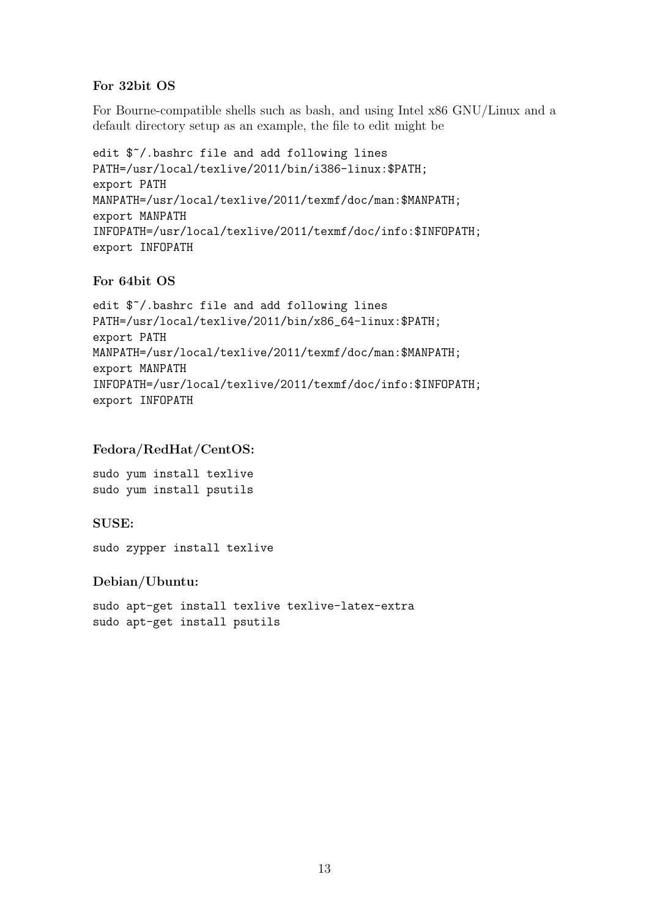#### For 32bit OS

For Bourne-compatible shells such as bash, and using Intel x86 GNU/Linux and a default directory setup as an example, the file to edit might be

```
edit $~/.bashrc file and add following lines
PATH=/usr/local/texlive/2011/bin/i386-linux:$PATH;
export PATH
MANPATH=/usr/local/texlive/2011/texmf/doc/man:$MANPATH;
export MANPATH
INFOPATH=/usr/local/texlive/2011/texmf/doc/info:$INFOPATH;
export INFOPATH
```

#### For 64bit OS

```
edit $~/.bashrc file and add following lines
PATH=/usr/local/texlive/2011/bin/x86_64-linux:$PATH;
export PATH
MANPATH=/usr/local/texlive/2011/texmf/doc/man:$MANPATH;
export MANPATH
INFOPATH=/usr/local/texlive/2011/texmf/doc/info:$INFOPATH;
export INFOPATH
```

#### Fedora/RedHat/CentOS:

```
sudo yum install texlive
sudo yum install psutils
```

#### SUSE:

```
sudo zypper install texlive
```

#### Debian/Ubuntu:

```
sudo apt-get install texlive texlive-latex-extra
sudo apt-get install psutils
```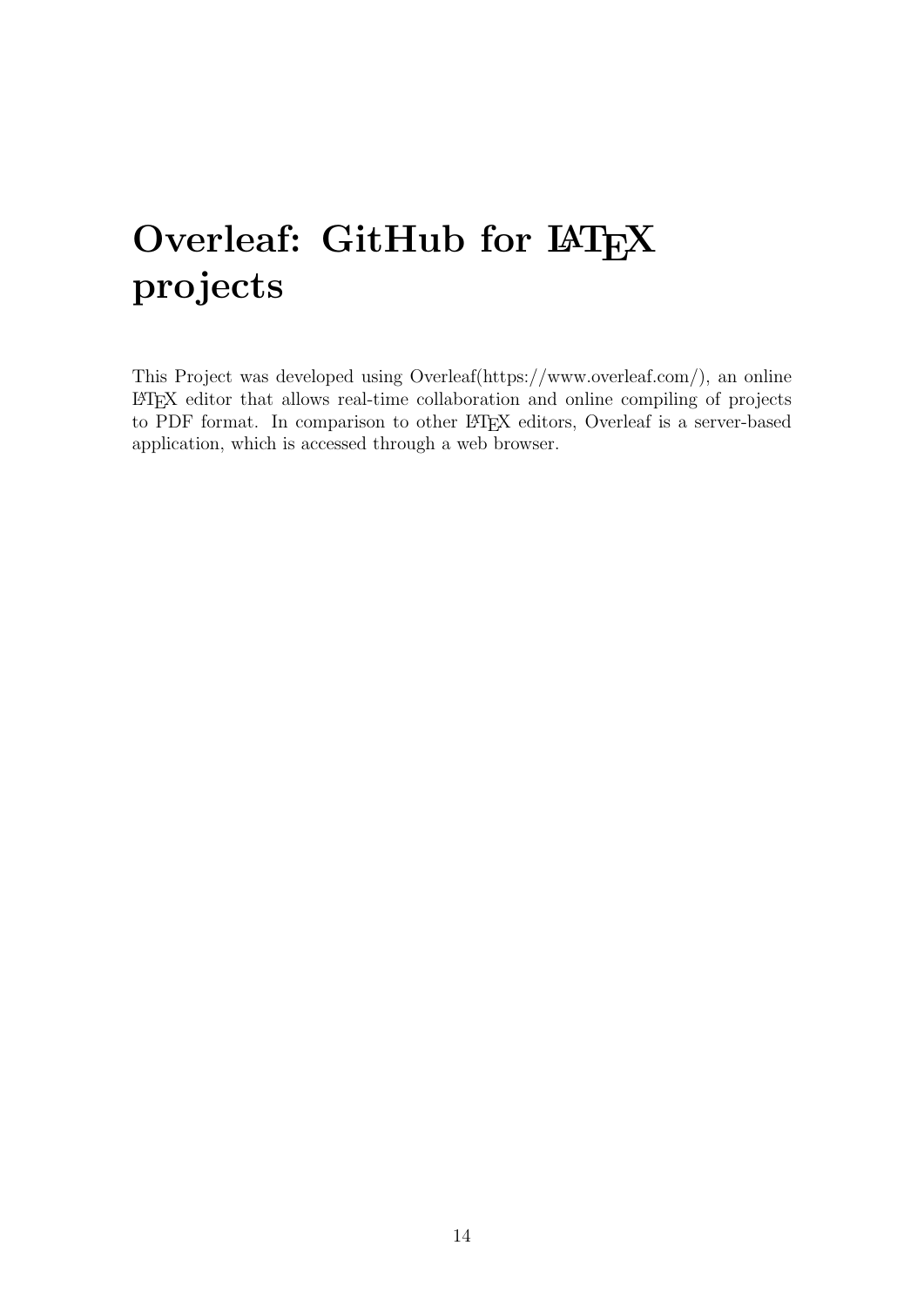# Overleaf: GitHub for LaTeX projects

This Project was developed using Overleaf(https://www.overleaf.com/), an online LaTeX editor that allows real-time collaboration and online compiling of projects to PDF format. In comparison to other LaTeX editors, Overleaf is a server-based application, which is accessed through a web browser.